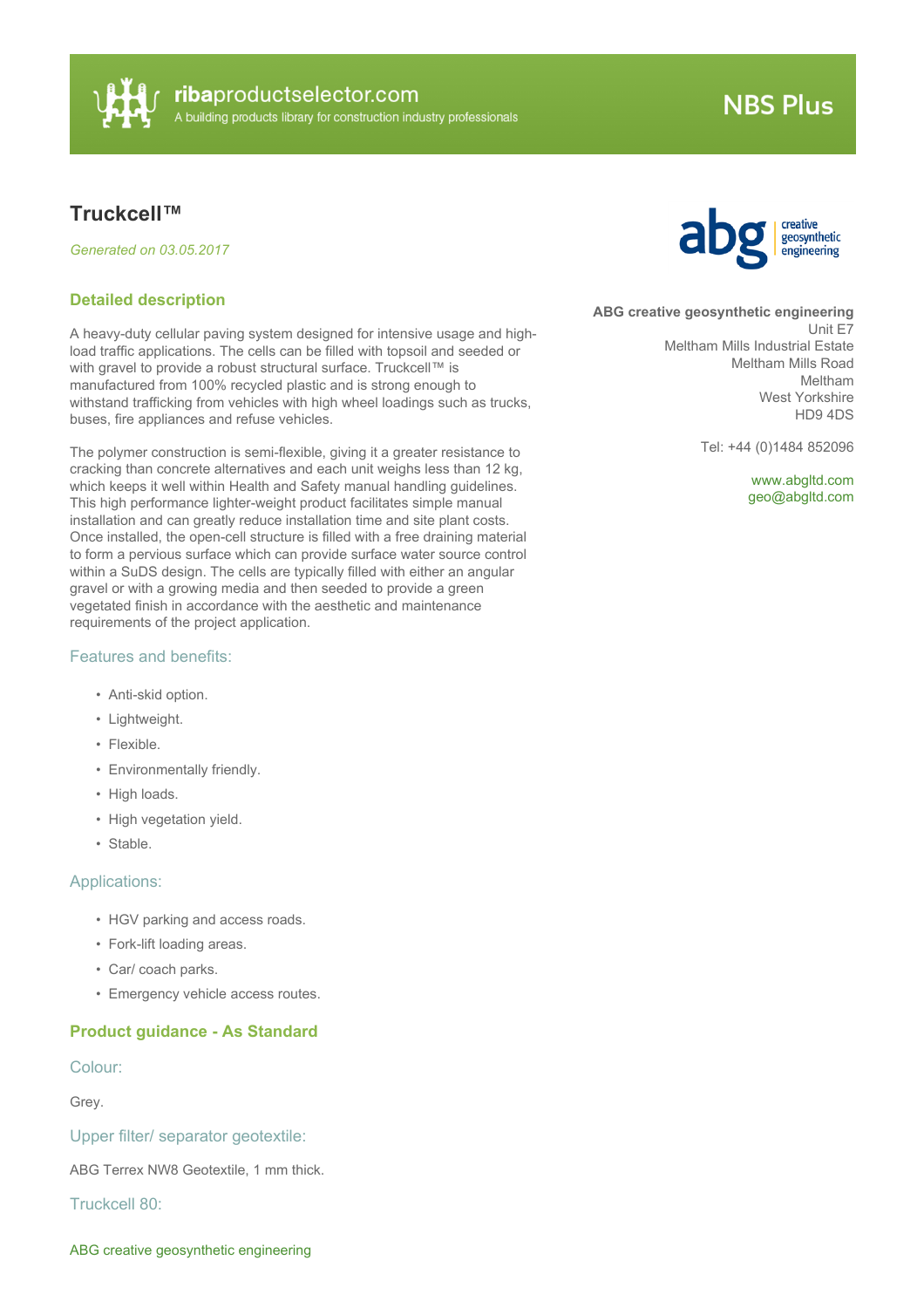# Truckcell™

*Generated on 03.05.2017*

**ABG creative geosynthetic engineering**
Unit E7
Meltham Mills Industrial Estate
Meltham Mills Road
Meltham
West Yorkshire
HD9 4DS

Tel: +44 (0)1484 852096

www.abgltd.com
geo@abgltd.com

## Detailed description

A heavy-duty cellular paving system designed for intensive usage and high-load traffic applications. The cells can be filled with topsoil and seeded or with gravel to provide a robust structural surface. Truckcell™ is manufactured from 100% recycled plastic and is strong enough to withstand trafficking from vehicles with high wheel loadings such as trucks, buses, fire appliances and refuse vehicles.

The polymer construction is semi-flexible, giving it a greater resistance to cracking than concrete alternatives and each unit weighs less than 12 kg, which keeps it well within Health and Safety manual handling guidelines. This high performance lighter-weight product facilitates simple manual installation and can greatly reduce installation time and site plant costs. Once installed, the open-cell structure is filled with a free draining material to form a pervious surface which can provide surface water source control within a SuDS design. The cells are typically filled with either an angular gravel or with a growing media and then seeded to provide a green vegetated finish in accordance with the aesthetic and maintenance requirements of the project application.

### Features and benefits:

- Anti-skid option.
- Lightweight.
- Flexible.
- Environmentally friendly.
- High loads.
- High vegetation yield.
- Stable.

### Applications:

- HGV parking and access roads.
- Fork-lift loading areas.
- Car/ coach parks.
- Emergency vehicle access routes.

## Product guidance - As Standard

### Colour:

Grey.

### Upper filter/ separator geotextile:

ABG Terrex NW8 Geotextile, 1 mm thick.

### Truckcell 80: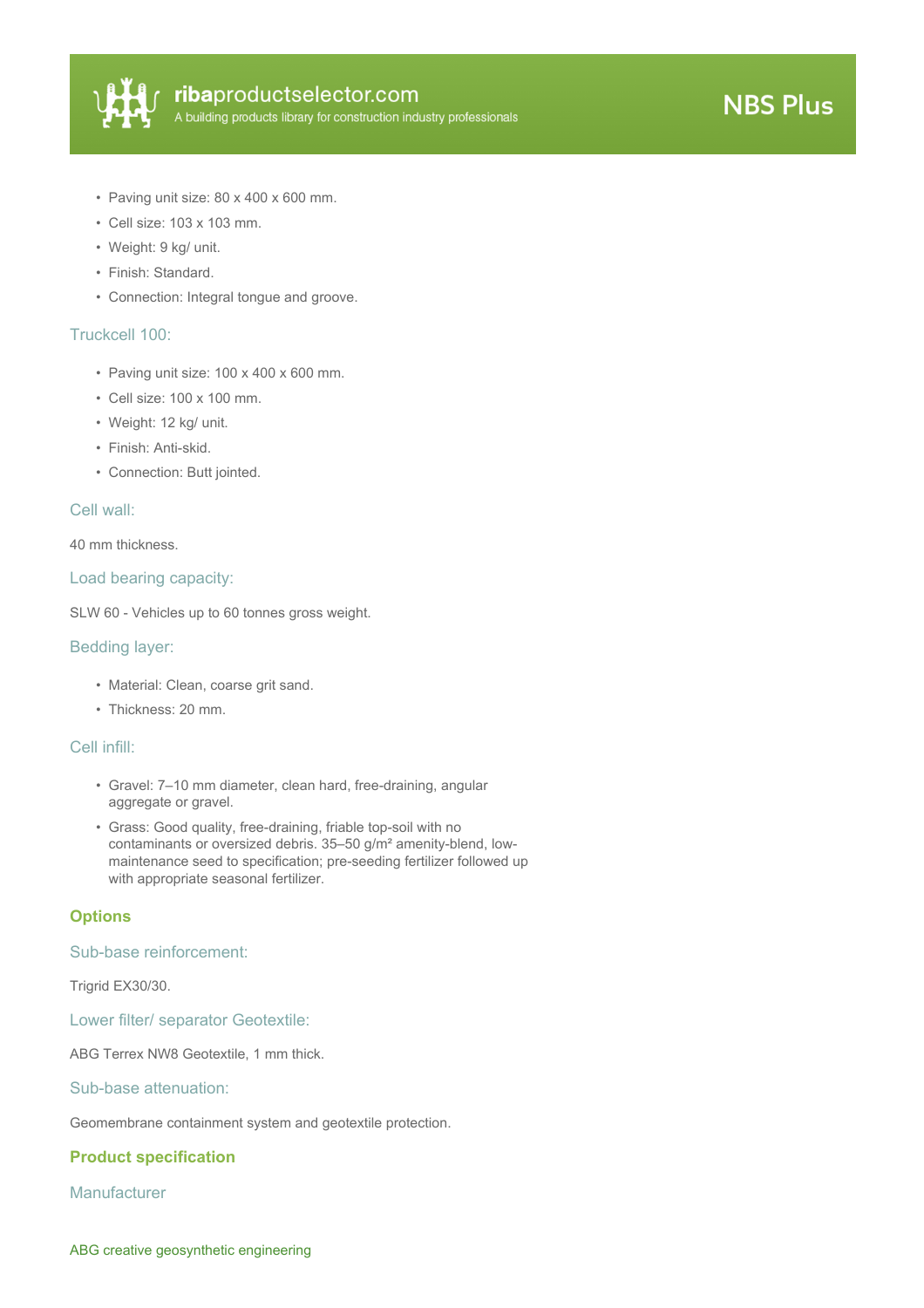- Paving unit size: 80 x 400 x 600 mm.
- Cell size: 103 x 103 mm.
- Weight: 9 kg/ unit.
- Finish: Standard.
- Connection: Integral tongue and groove.

### Truckcell 100:

- Paving unit size: 100 x 400 x 600 mm.
- Cell size: 100 x 100 mm.
- Weight: 12 kg/ unit.
- Finish: Anti-skid.
- Connection: Butt jointed.

### Cell wall:

40 mm thickness.

### Load bearing capacity:

SLW 60 - Vehicles up to 60 tonnes gross weight.

### Bedding layer:

- Material: Clean, coarse grit sand.
- Thickness: 20 mm.

### Cell infill:

- Gravel: 7–10 mm diameter, clean hard, free-draining, angular aggregate or gravel.
- Grass: Good quality, free-draining, friable top-soil with no contaminants or oversized debris. 35–50 g/m² amenity-blend, low-maintenance seed to specification; pre-seeding fertilizer followed up with appropriate seasonal fertilizer.

## Options

### Sub-base reinforcement:

Trigrid EX30/30.

### Lower filter/ separator Geotextile:

ABG Terrex NW8 Geotextile, 1 mm thick.

### Sub-base attenuation:

Geomembrane containment system and geotextile protection.

## Product specification

### Manufacturer

ABG creative geosynthetic engineering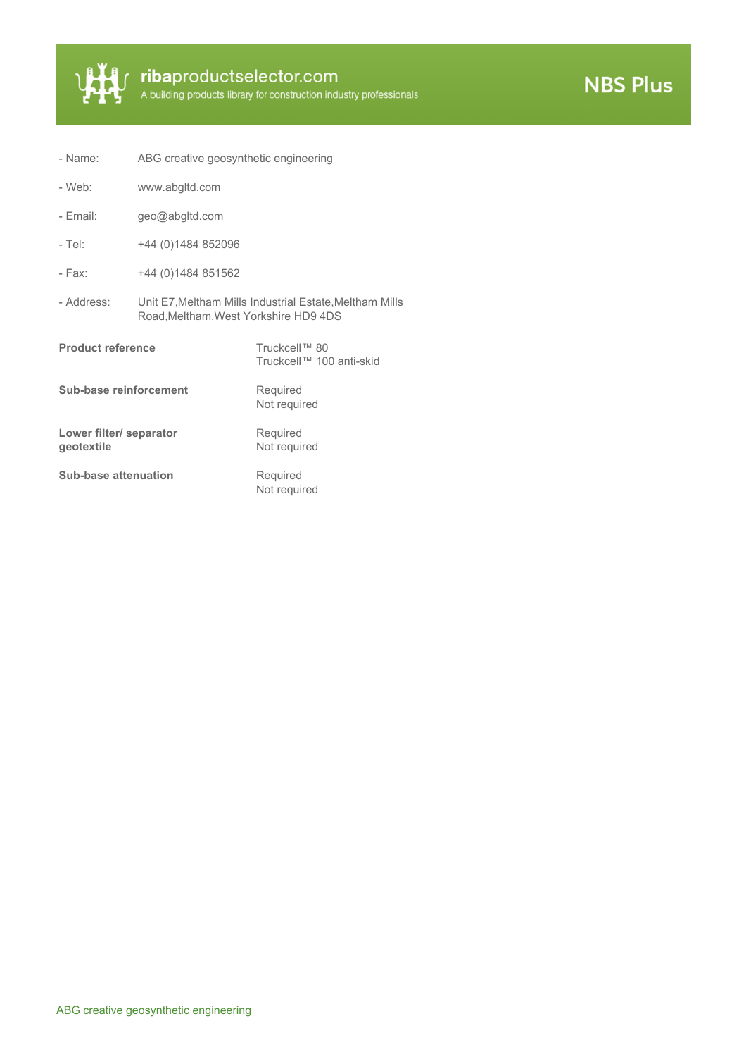- Name: ABG creative geosynthetic engineering

- Web: www.abgltd.com

- Email: geo@abgltd.com

- Tel: +44 (0)1484 852096

- Fax: +44 (0)1484 851562

- Address: Unit E7,Meltham Mills Industrial Estate,Meltham Mills Road,Meltham,West Yorkshire HD9 4DS

| | |
|---|---|
| **Product reference** | Truckcell™ 80<br>Truckcell™ 100 anti-skid |
| **Sub-base reinforcement** | Required<br>Not required |
| **Lower filter/ separator geotextile** | Required<br>Not required |
| **Sub-base attenuation** | Required<br>Not required |